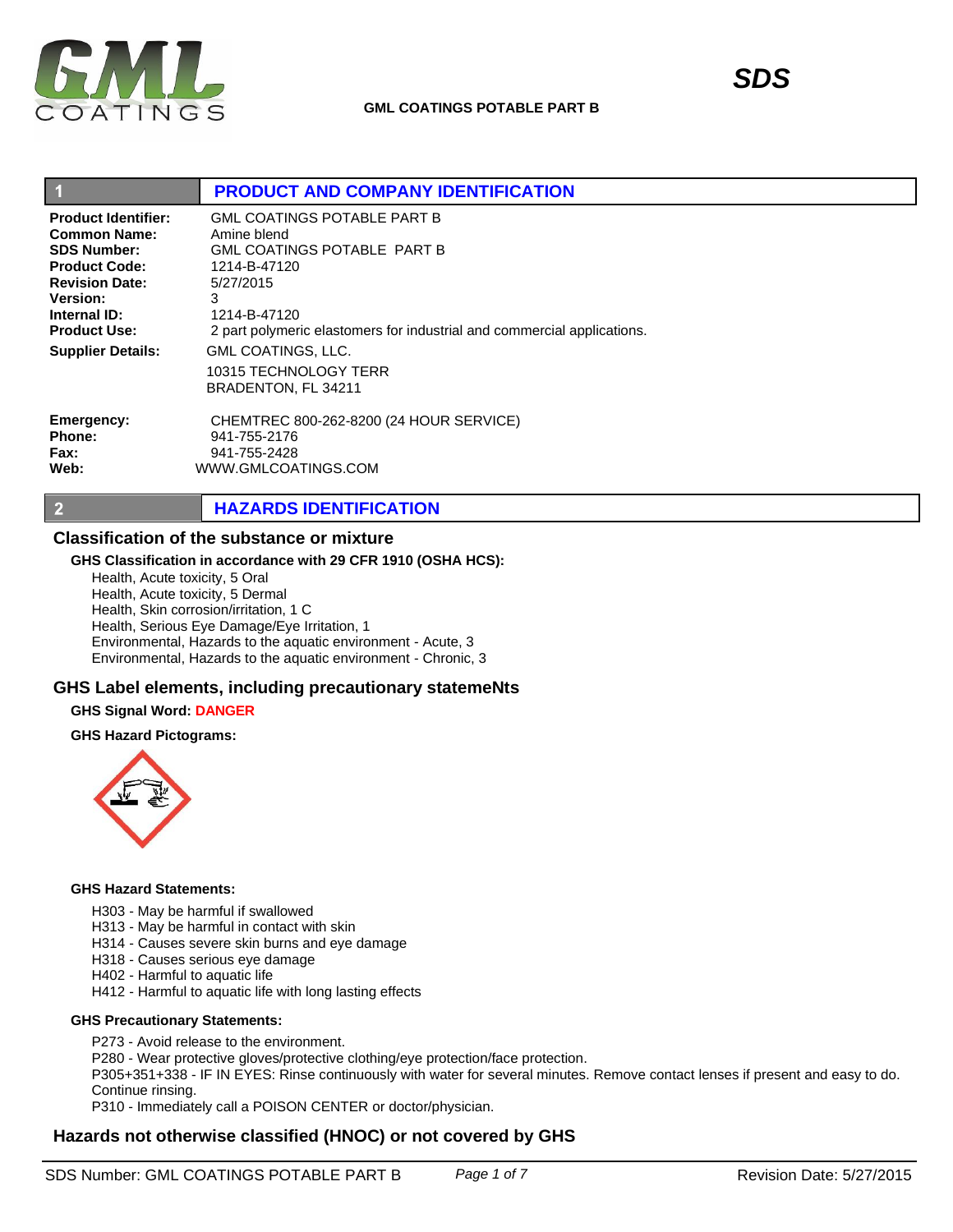# SDS

**GML COATINGS POTABLE PART B**

## 1 PRODUCT AND COMPANY IDENTIFICATION

**Product Identifier:** GML COATINGS POTABLE PART B
**Common Name:** Amine blend
**SDS Number:** GML COATINGS POTABLE PART B
**Product Code:** 1214-B-47120
**Revision Date:** 5/27/2015
**Version:** 3
**Internal ID:** 1214-B-47120
**Product Use:** 2 part polymeric elastomers for industrial and commercial applications.

**Supplier Details:** GML COATINGS, LLC.
10315 TECHNOLOGY TERR
BRADENTON, FL 34211

**Emergency:** CHEMTREC 800-262-8200 (24 HOUR SERVICE)
**Phone:** 941-755-2176
**Fax:** 941-755-2428
**Web:** WWW.GMLCOATINGS.COM

## 2 HAZARDS IDENTIFICATION

### Classification of the substance or mixture

**GHS Classification in accordance with 29 CFR 1910 (OSHA HCS):**

Health, Acute toxicity, 5 Oral
Health, Acute toxicity, 5 Dermal
Health, Skin corrosion/irritation, 1 C
Health, Serious Eye Damage/Eye Irritation, 1
Environmental, Hazards to the aquatic environment - Acute, 3
Environmental, Hazards to the aquatic environment - Chronic, 3

### GHS Label elements, including precautionary statemeNts

**GHS Signal Word:** DANGER

**GHS Hazard Pictograms:**

**GHS Hazard Statements:**

H303 - May be harmful if swallowed
H313 - May be harmful in contact with skin
H314 - Causes severe skin burns and eye damage
H318 - Causes serious eye damage
H402 - Harmful to aquatic life
H412 - Harmful to aquatic life with long lasting effects

**GHS Precautionary Statements:**

P273 - Avoid release to the environment.
P280 - Wear protective gloves/protective clothing/eye protection/face protection.
P305+351+338 - IF IN EYES: Rinse continuously with water for several minutes. Remove contact lenses if present and easy to do. Continue rinsing.
P310 - Immediately call a POISON CENTER or doctor/physician.

### Hazards not otherwise classified (HNOC) or not covered by GHS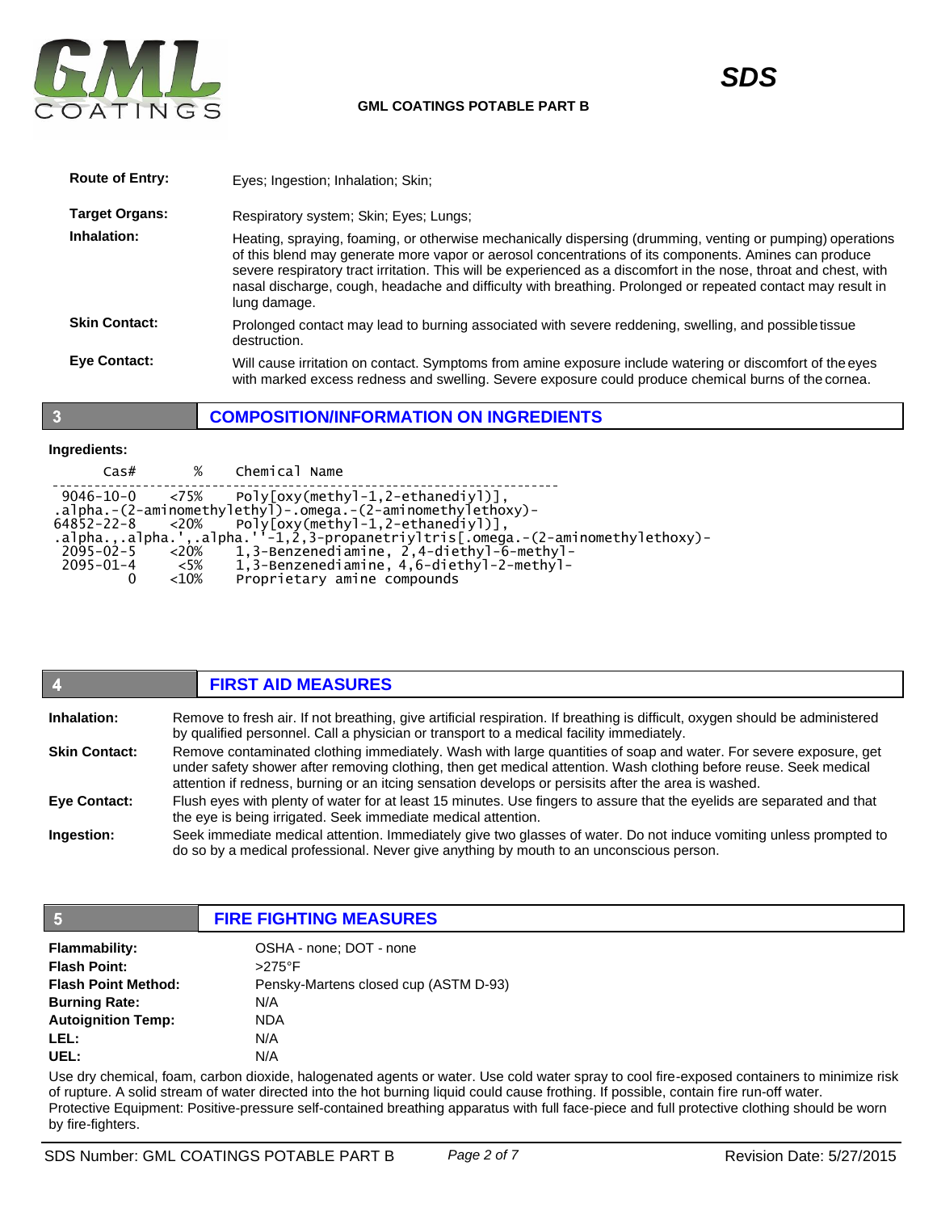| | |
|---|---|
| **Route of Entry:** | Eyes; Ingestion; Inhalation; Skin; |
| **Target Organs:** | Respiratory system; Skin; Eyes; Lungs; |
| **Inhalation:** | Heating, spraying, foaming, or otherwise mechanically dispersing (drumming, venting or pumping) operations of this blend may generate more vapor or aerosol concentrations of its components. Amines can produce severe respiratory tract irritation. This will be experienced as a discomfort in the nose, throat and chest, with nasal discharge, cough, headache and difficulty with breathing. Prolonged or repeated contact may result in lung damage. |
| **Skin Contact:** | Prolonged contact may lead to burning associated with severe reddening, swelling, and possible tissue destruction. |
| **Eye Contact:** | Will cause irritation on contact. Symptoms from amine exposure include watering or discomfort of the eyes with marked excess redness and swelling. Severe exposure could produce chemical burns of the cornea. |

## 3 COMPOSITION/INFORMATION ON INGREDIENTS

**Ingredients:**

```
      Cas#        %     Chemical Name
--------------------------------------------------------------
 9046-10-0    <75%    Poly[oxy(methyl-1,2-ethanediyl)],
.alpha.-(2-aminomethylethyl)-.omega.-(2-aminomethylethoxy)-
64852-22-8    <20%    Poly[oxy(methyl-1,2-ethanediyl)],
.alpha.,.alpha.',.alpha.''-1,2,3-propanetriyltris[.omega.-(2-aminomethylethoxy)-
 2095-02-5    <20%    1,3-Benzenediamine, 2,4-diethyl-6-methyl-
 2095-01-4     <5%    1,3-Benzenediamine, 4,6-diethyl-2-methyl-
         0    <10%    Proprietary amine compounds
```

## 4 FIRST AID MEASURES

| | |
|---|---|
| **Inhalation:** | Remove to fresh air. If not breathing, give artificial respiration. If breathing is difficult, oxygen should be administered by qualified personnel. Call a physician or transport to a medical facility immediately. |
| **Skin Contact:** | Remove contaminated clothing immediately. Wash with large quantities of soap and water. For severe exposure, get under safety shower after removing clothing, then get medical attention. Wash clothing before reuse. Seek medical attention if redness, burning or an itcing sensation develops or persisits after the area is washed. |
| **Eye Contact:** | Flush eyes with plenty of water for at least 15 minutes. Use fingers to assure that the eyelids are separated and that the eye is being irrigated. Seek immediate medical attention. |
| **Ingestion:** | Seek immediate medical attention. Immediately give two glasses of water. Do not induce vomiting unless prompted to do so by a medical professional. Never give anything by mouth to an unconscious person. |

## 5 FIRE FIGHTING MEASURES

| | |
|---|---|
| **Flammability:** | OSHA - none; DOT - none |
| **Flash Point:** | >275°F |
| **Flash Point Method:** | Pensky-Martens closed cup (ASTM D-93) |
| **Burning Rate:** | N/A |
| **Autoignition Temp:** | NDA |
| **LEL:** | N/A |
| **UEL:** | N/A |

Use dry chemical, foam, carbon dioxide, halogenated agents or water. Use cold water spray to cool fire-exposed containers to minimize risk of rupture. A solid stream of water directed into the hot burning liquid could cause frothing. If possible, contain fire run-off water. Protective Equipment: Positive-pressure self-contained breathing apparatus with full face-piece and full protective clothing should be worn by fire-fighters.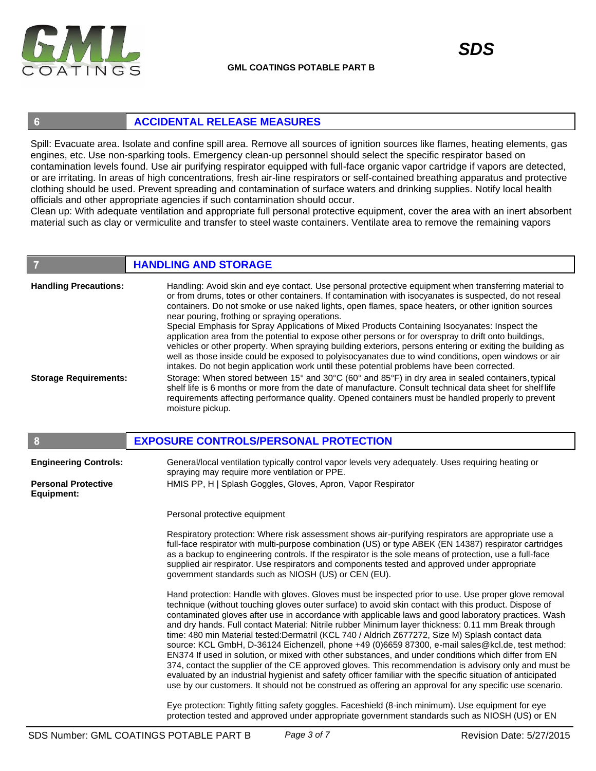## 6 ACCIDENTAL RELEASE MEASURES

Spill: Evacuate area. Isolate and confine spill area. Remove all sources of ignition sources like flames, heating elements, gas engines, etc. Use non-sparking tools. Emergency clean-up personnel should select the specific respirator based on contamination levels found. Use air purifying respirator equipped with full-face organic vapor cartridge if vapors are detected, or are irritating. In areas of high concentrations, fresh air-line respirators or self-contained breathing apparatus and protective clothing should be used. Prevent spreading and contamination of surface waters and drinking supplies. Notify local health officials and other appropriate agencies if such contamination should occur.

Clean up: With adequate ventilation and appropriate full personal protective equipment, cover the area with an inert absorbent material such as clay or vermiculite and transfer to steel waste containers. Ventilate area to remove the remaining vapors

## 7 HANDLING AND STORAGE

**Handling Precautions:**

Handling: Avoid skin and eye contact. Use personal protective equipment when transferring material to or from drums, totes or other containers. If contamination with isocyanates is suspected, do not reseal containers. Do not smoke or use naked lights, open flames, space heaters, or other ignition sources near pouring, frothing or spraying operations.

Special Emphasis for Spray Applications of Mixed Products Containing Isocyanates: Inspect the application area from the potential to expose other persons or for overspray to drift onto buildings, vehicles or other property. When spraying building exteriors, persons entering or exiting the building as well as those inside could be exposed to polyisocyanates due to wind conditions, open windows or air intakes. Do not begin application work until these potential problems have been corrected.

**Storage Requirements:**

Storage: When stored between 15° and 30°C (60° and 85°F) in dry area in sealed containers, typical shelf life is 6 months or more from the date of manufacture. Consult technical data sheet for shelflife requirements affecting performance quality. Opened containers must be handled properly to prevent moisture pickup.

## 8 EXPOSURE CONTROLS/PERSONAL PROTECTION

**Engineering Controls:**

General/local ventilation typically control vapor levels very adequately. Uses requiring heating or spraying may require more ventilation or PPE.

**Personal Protective Equipment:**

HMIS PP, H | Splash Goggles, Gloves, Apron, Vapor Respirator

Personal protective equipment

Respiratory protection: Where risk assessment shows air-purifying respirators are appropriate use a full-face respirator with multi-purpose combination (US) or type ABEK (EN 14387) respirator cartridges as a backup to engineering controls. If the respirator is the sole means of protection, use a full-face supplied air respirator. Use respirators and components tested and approved under appropriate government standards such as NIOSH (US) or CEN (EU).

Hand protection: Handle with gloves. Gloves must be inspected prior to use. Use proper glove removal technique (without touching gloves outer surface) to avoid skin contact with this product. Dispose of contaminated gloves after use in accordance with applicable laws and good laboratory practices. Wash and dry hands. Full contact Material: Nitrile rubber Minimum layer thickness: 0.11 mm Break through time: 480 min Material tested:Dermatril (KCL 740 / Aldrich Z677272, Size M) Splash contact data source: KCL GmbH, D-36124 Eichenzell, phone +49 (0)6659 87300, e-mail sales@kcl.de, test method: EN374 If used in solution, or mixed with other substances, and under conditions which differ from EN 374, contact the supplier of the CE approved gloves. This recommendation is advisory only and must be evaluated by an industrial hygienist and safety officer familiar with the specific situation of anticipated use by our customers. It should not be construed as offering an approval for any specific use scenario.

Eye protection: Tightly fitting safety goggles. Faceshield (8-inch minimum). Use equipment for eye protection tested and approved under appropriate government standards such as NIOSH (US) or EN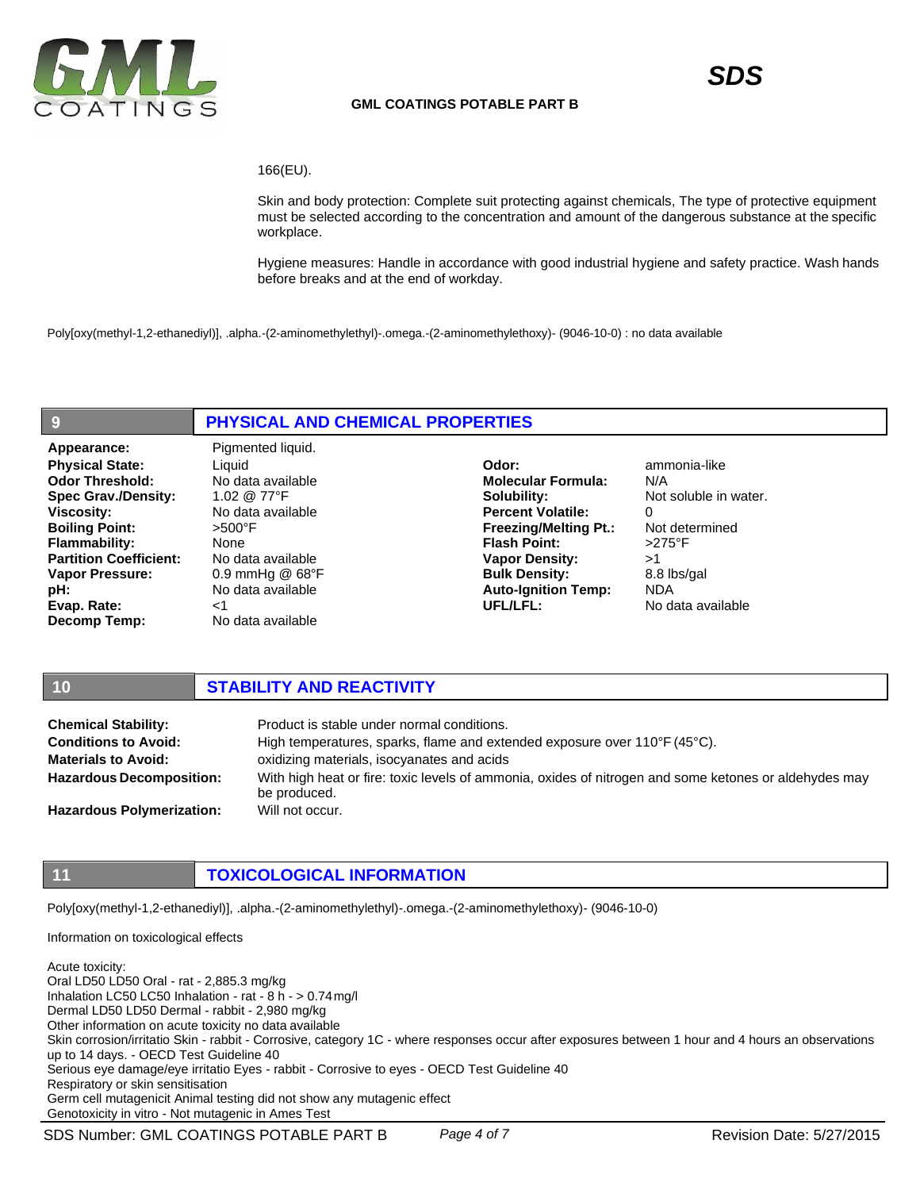166(EU).

Skin and body protection: Complete suit protecting against chemicals, The type of protective equipment must be selected according to the concentration and amount of the dangerous substance at the specific workplace.

Hygiene measures: Handle in accordance with good industrial hygiene and safety practice. Wash hands before breaks and at the end of workday.

Poly[oxy(methyl-1,2-ethanediyl)], .alpha.-(2-aminomethylethyl)-.omega.-(2-aminomethylethoxy)- (9046-10-0) : no data available

## 9 PHYSICAL AND CHEMICAL PROPERTIES

| | | | |
|---|---|---|---|
| **Appearance:** | Pigmented liquid. | | |
| **Physical State:** | Liquid | **Odor:** | ammonia-like |
| **Odor Threshold:** | No data available | **Molecular Formula:** | N/A |
| **Spec Grav./Density:** | 1.02 @ 77°F | **Solubility:** | Not soluble in water. |
| **Viscosity:** | No data available | **Percent Volatile:** | 0 |
| **Boiling Point:** | >500°F | **Freezing/Melting Pt.:** | Not determined |
| **Flammability:** | None | **Flash Point:** | >275°F |
| **Partition Coefficient:** | No data available | **Vapor Density:** | >1 |
| **Vapor Pressure:** | 0.9 mmHg @ 68°F | **Bulk Density:** | 8.8 lbs/gal |
| **pH:** | No data available | **Auto-Ignition Temp:** | NDA |
| **Evap. Rate:** | <1 | **UFL/LFL:** | No data available |
| **Decomp Temp:** | No data available | | |

## 10 STABILITY AND REACTIVITY

**Chemical Stability:** Product is stable under normal conditions.

**Conditions to Avoid:** High temperatures, sparks, flame and extended exposure over 110°F (45°C).

**Materials to Avoid:** oxidizing materials, isocyanates and acids

**Hazardous Decomposition:** With high heat or fire: toxic levels of ammonia, oxides of nitrogen and some ketones or aldehydes may be produced.

**Hazardous Polymerization:** Will not occur.

## 11 TOXICOLOGICAL INFORMATION

Poly[oxy(methyl-1,2-ethanediyl)], .alpha.-(2-aminomethylethyl)-.omega.-(2-aminomethylethoxy)- (9046-10-0)

Information on toxicological effects

Acute toxicity:
Oral LD50 LD50 Oral - rat - 2,885.3 mg/kg
Inhalation LC50 LC50 Inhalation - rat - 8 h - > 0.74 mg/l
Dermal LD50 LD50 Dermal - rabbit - 2,980 mg/kg
Other information on acute toxicity no data available
Skin corrosion/irritatio Skin - rabbit - Corrosive, category 1C - where responses occur after exposures between 1 hour and 4 hours an observations up to 14 days. - OECD Test Guideline 40
Serious eye damage/eye irritatio Eyes - rabbit - Corrosive to eyes - OECD Test Guideline 40
Respiratory or skin sensitisation
Germ cell mutagenicit Animal testing did not show any mutagenic effect
Genotoxicity in vitro - Not mutagenic in Ames Test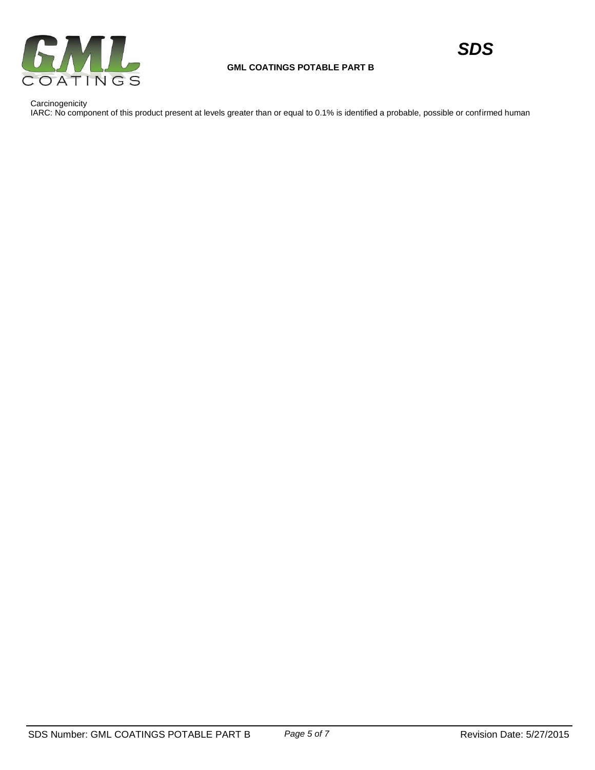Carcinogenicity

IARC: No component of this product present at levels greater than or equal to 0.1% is identified a probable, possible or confirmed human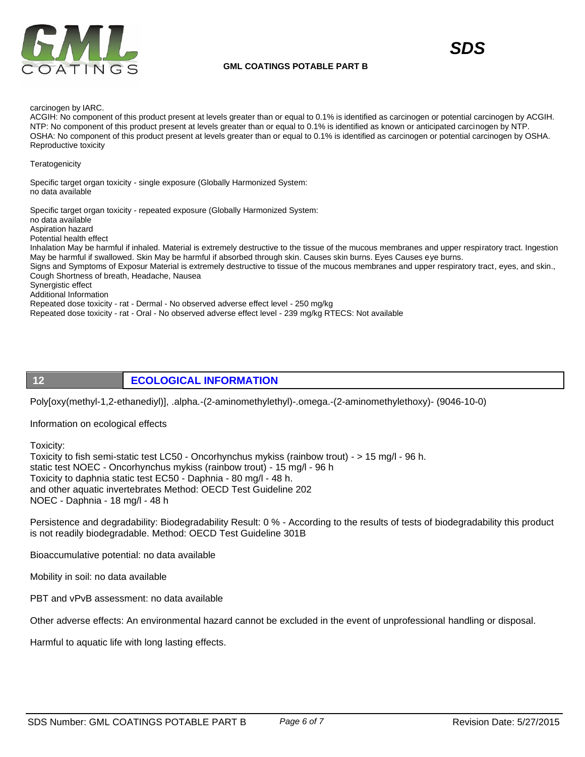carcinogen by IARC.
ACGIH: No component of this product present at levels greater than or equal to 0.1% is identified as carcinogen or potential carcinogen by ACGIH.
NTP: No component of this product present at levels greater than or equal to 0.1% is identified as known or anticipated carcinogen by NTP.
OSHA: No component of this product present at levels greater than or equal to 0.1% is identified as carcinogen or potential carcinogen by OSHA.
Reproductive toxicity

Teratogenicity

Specific target organ toxicity - single exposure (Globally Harmonized System:
no data available

Specific target organ toxicity - repeated exposure (Globally Harmonized System:
no data available
Aspiration hazard
Potential health effect
Inhalation May be harmful if inhaled. Material is extremely destructive to the tissue of the mucous membranes and upper respiratory tract. Ingestion May be harmful if swallowed. Skin May be harmful if absorbed through skin. Causes skin burns. Eyes Causes eye burns.
Signs and Symptoms of Exposur Material is extremely destructive to tissue of the mucous membranes and upper respiratory tract, eyes, and skin., Cough Shortness of breath, Headache, Nausea
Synergistic effect
Additional Information
Repeated dose toxicity - rat - Dermal - No observed adverse effect level - 250 mg/kg
Repeated dose toxicity - rat - Oral - No observed adverse effect level - 239 mg/kg RTECS: Not available

## 12 ECOLOGICAL INFORMATION

Poly[oxy(methyl-1,2-ethanediyl)], .alpha.-(2-aminomethylethyl)-.omega.-(2-aminomethylethoxy)- (9046-10-0)

Information on ecological effects

Toxicity:
Toxicity to fish semi-static test LC50 - Oncorhynchus mykiss (rainbow trout) - > 15 mg/l - 96 h.
static test NOEC - Oncorhynchus mykiss (rainbow trout) - 15 mg/l - 96 h
Toxicity to daphnia static test EC50 - Daphnia - 80 mg/l - 48 h.
and other aquatic invertebrates Method: OECD Test Guideline 202
NOEC - Daphnia - 18 mg/l - 48 h

Persistence and degradability: Biodegradability Result: 0 % - According to the results of tests of biodegradability this product is not readily biodegradable. Method: OECD Test Guideline 301B

Bioaccumulative potential: no data available

Mobility in soil: no data available

PBT and vPvB assessment: no data available

Other adverse effects: An environmental hazard cannot be excluded in the event of unprofessional handling or disposal.

Harmful to aquatic life with long lasting effects.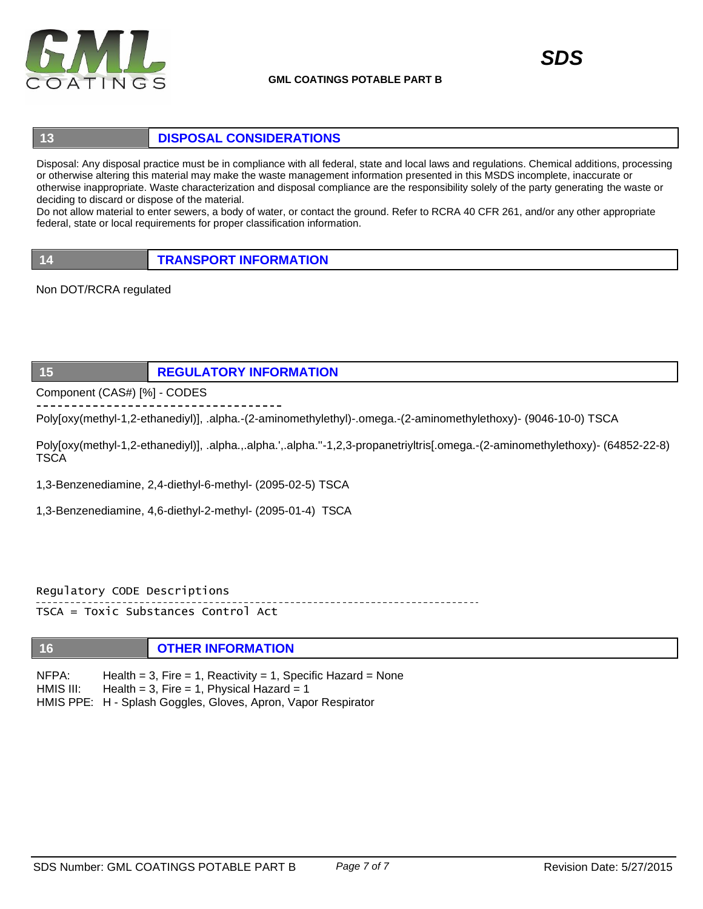## 13 DISPOSAL CONSIDERATIONS

Disposal: Any disposal practice must be in compliance with all federal, state and local laws and regulations. Chemical additions, processing or otherwise altering this material may make the waste management information presented in this MSDS incomplete, inaccurate or otherwise inappropriate. Waste characterization and disposal compliance are the responsibility solely of the party generating the waste or deciding to discard or dispose of the material.
Do not allow material to enter sewers, a body of water, or contact the ground. Refer to RCRA 40 CFR 261, and/or any other appropriate federal, state or local requirements for proper classification information.

## 14 TRANSPORT INFORMATION

Non DOT/RCRA regulated

## 15 REGULATORY INFORMATION

Component (CAS#) [%] - CODES

------------------------------------

Poly[oxy(methyl-1,2-ethanediyl)], .alpha.-(2-aminomethylethyl)-.omega.-(2-aminomethylethoxy)- (9046-10-0) TSCA

Poly[oxy(methyl-1,2-ethanediyl)], .alpha.,.alpha.',.alpha.''-1,2,3-propanetriyltris[.omega.-(2-aminomethylethoxy)- (64852-22-8) TSCA

1,3-Benzenediamine, 2,4-diethyl-6-methyl- (2095-02-5) TSCA

1,3-Benzenediamine, 4,6-diethyl-2-methyl- (2095-01-4) TSCA

```
Regulatory CODE Descriptions
------------------------------------------------------------------------------
TSCA = Toxic Substances Control Act
```

## 16 OTHER INFORMATION

NFPA: Health = 3, Fire = 1, Reactivity = 1, Specific Hazard = None
HMIS III: Health = 3, Fire = 1, Physical Hazard = 1
HMIS PPE: H - Splash Goggles, Gloves, Apron, Vapor Respirator

SDS Number: GML COATINGS POTABLE PART B — Revision Date: 5/27/2015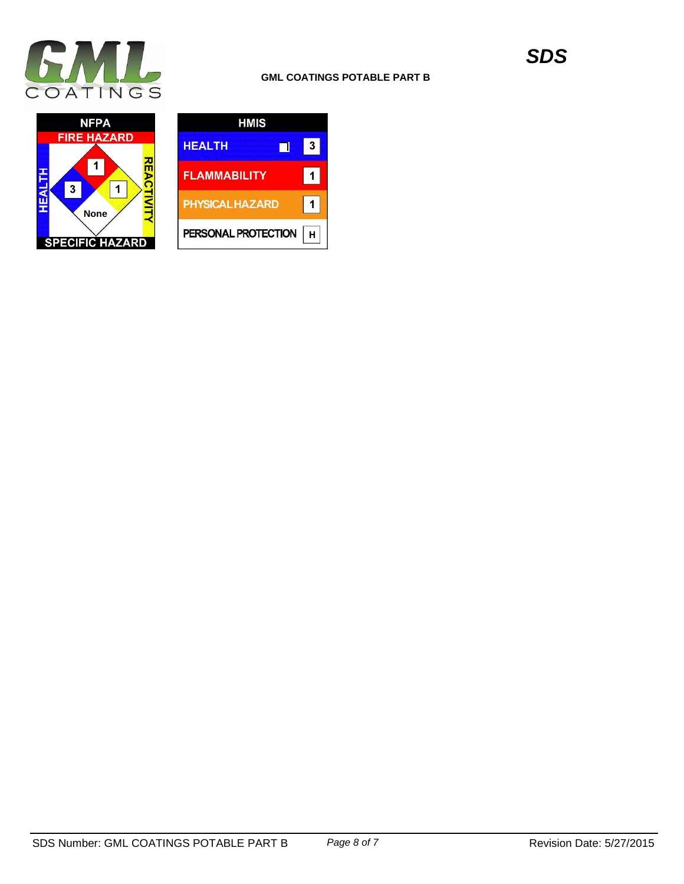**GML COATINGS POTABLE PART B**

*SDS*

| NFPA | |
| --- | --- |
| FIRE HAZARD | 1 |
| HEALTH | 3 |
| REACTIVITY | 1 |
| SPECIFIC HAZARD | None |

| HMIS | |
| --- | --- |
| HEALTH | 3 |
| FLAMMABILITY | 1 |
| PHYSICAL HAZARD | 1 |
| PERSONAL PROTECTION | H |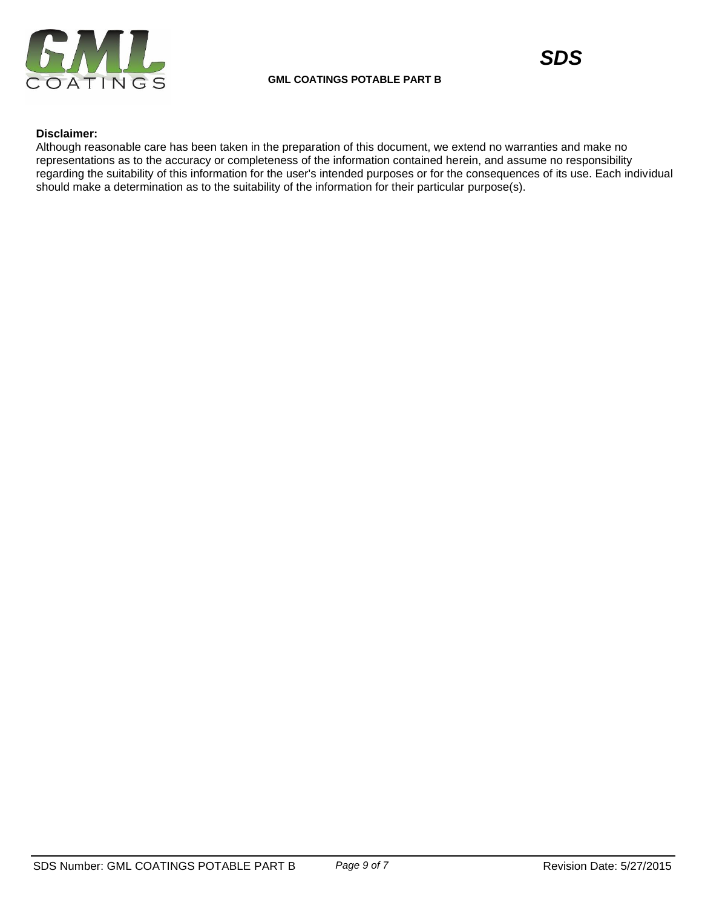**Disclaimer:**

Although reasonable care has been taken in the preparation of this document, we extend no warranties and make no representations as to the accuracy or completeness of the information contained herein, and assume no responsibility regarding the suitability of this information for the user's intended purposes or for the consequences of its use. Each individual should make a determination as to the suitability of the information for their particular purpose(s).